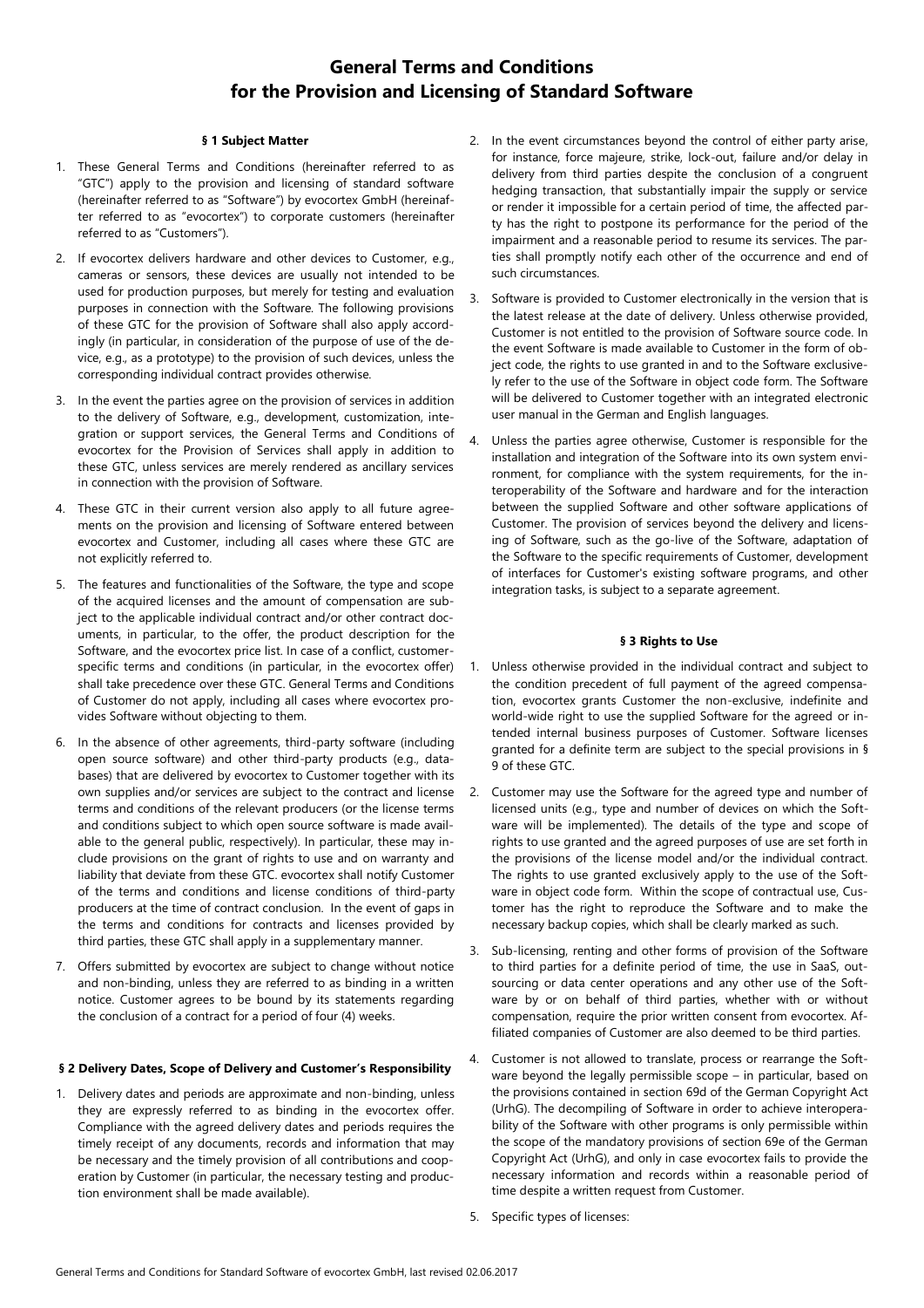# General Terms and Conditions for the Provision and Licensing of Standard Software

### § 1 Subject Matter

1. These General Terms and Conditions (hereinafter referred to as "GTC") apply to the provision and licensing of standard software (hereinafter referred to as "Software") by evocortex GmbH (hereinafter referred to as "evocortex") to corporate customers (hereinafter referred to as "Customers").

2. If evocortex delivers hardware and other devices to Customer, e.g., cameras or sensors, these devices are usually not intended to be used for production purposes, but merely for testing and evaluation purposes in connection with the Software. The following provisions of these GTC for the provision of Software shall also apply accordingly (in particular, in consideration of the purpose of use of the device, e.g., as a prototype) to the provision of such devices, unless the corresponding individual contract provides otherwise.

3. In the event the parties agree on the provision of services in addition to the delivery of Software, e.g., development, customization, integration or support services, the General Terms and Conditions of evocortex for the Provision of Services shall apply in addition to these GTC, unless services are merely rendered as ancillary services in connection with the provision of Software.

4. These GTC in their current version also apply to all future agreements on the provision and licensing of Software entered between evocortex and Customer, including all cases where these GTC are not explicitly referred to.

5. The features and functionalities of the Software, the type and scope of the acquired licenses and the amount of compensation are subject to the applicable individual contract and/or other contract documents, in particular, to the offer, the product description for the Software, and the evocortex price list. In case of a conflict, customer-specific terms and conditions (in particular, in the evocortex offer) shall take precedence over these GTC. General Terms and Conditions of Customer do not apply, including all cases where evocortex provides Software without objecting to them.

6. In the absence of other agreements, third-party software (including open source software) and other third-party products (e.g., databases) that are delivered by evocortex to Customer together with its own supplies and/or services are subject to the contract and license terms and conditions of the relevant producers (or the license terms and conditions subject to which open source software is made available to the general public, respectively). In particular, these may include provisions on the grant of rights to use and on warranty and liability that deviate from these GTC. evocortex shall notify Customer of the terms and conditions and license conditions of third-party producers at the time of contract conclusion. In the event of gaps in the terms and conditions for contracts and licenses provided by third parties, these GTC shall apply in a supplementary manner.

7. Offers submitted by evocortex are subject to change without notice and non-binding, unless they are referred to as binding in a written notice. Customer agrees to be bound by its statements regarding the conclusion of a contract for a period of four (4) weeks.

### § 2 Delivery Dates, Scope of Delivery and Customer's Responsibility

1. Delivery dates and periods are approximate and non-binding, unless they are expressly referred to as binding in the evocortex offer. Compliance with the agreed delivery dates and periods requires the timely receipt of any documents, records and information that may be necessary and the timely provision of all contributions and cooperation by Customer (in particular, the necessary testing and production environment shall be made available).

2. In the event circumstances beyond the control of either party arise, for instance, force majeure, strike, lock-out, failure and/or delay in delivery from third parties despite the conclusion of a congruent hedging transaction, that substantially impair the supply or service or render it impossible for a certain period of time, the affected party has the right to postpone its performance for the period of the impairment and a reasonable period to resume its services. The parties shall promptly notify each other of the occurrence and end of such circumstances.

3. Software is provided to Customer electronically in the version that is the latest release at the date of delivery. Unless otherwise provided, Customer is not entitled to the provision of Software source code. In the event Software is made available to Customer in the form of object code, the rights to use granted in and to the Software exclusively refer to the use of the Software in object code form. The Software will be delivered to Customer together with an integrated electronic user manual in the German and English languages.

4. Unless the parties agree otherwise, Customer is responsible for the installation and integration of the Software into its own system environment, for compliance with the system requirements, for the interoperability of the Software and hardware and for the interaction between the supplied Software and other software applications of Customer. The provision of services beyond the delivery and licensing of Software, such as the go-live of the Software, adaptation of the Software to the specific requirements of Customer, development of interfaces for Customer's existing software programs, and other integration tasks, is subject to a separate agreement.

### § 3 Rights to Use

1. Unless otherwise provided in the individual contract and subject to the condition precedent of full payment of the agreed compensation, evocortex grants Customer the non-exclusive, indefinite and world-wide right to use the supplied Software for the agreed or intended internal business purposes of Customer. Software licenses granted for a definite term are subject to the special provisions in § 9 of these GTC.

2. Customer may use the Software for the agreed type and number of licensed units (e.g., type and number of devices on which the Software will be implemented). The details of the type and scope of rights to use granted and the agreed purposes of use are set forth in the provisions of the license model and/or the individual contract. The rights to use granted exclusively apply to the use of the Software in object code form. Within the scope of contractual use, Customer has the right to reproduce the Software and to make the necessary backup copies, which shall be clearly marked as such.

3. Sub-licensing, renting and other forms of provision of the Software to third parties for a definite period of time, the use in SaaS, outsourcing or data center operations and any other use of the Software by or on behalf of third parties, whether with or without compensation, require the prior written consent from evocortex. Affiliated companies of Customer are also deemed to be third parties.

4. Customer is not allowed to translate, process or rearrange the Software beyond the legally permissible scope – in particular, based on the provisions contained in section 69d of the German Copyright Act (UrhG). The decompiling of Software in order to achieve interoperability of the Software with other programs is only permissible within the scope of the mandatory provisions of section 69e of the German Copyright Act (UrhG), and only in case evocortex fails to provide the necessary information and records within a reasonable period of time despite a written request from Customer.

5. Specific types of licenses: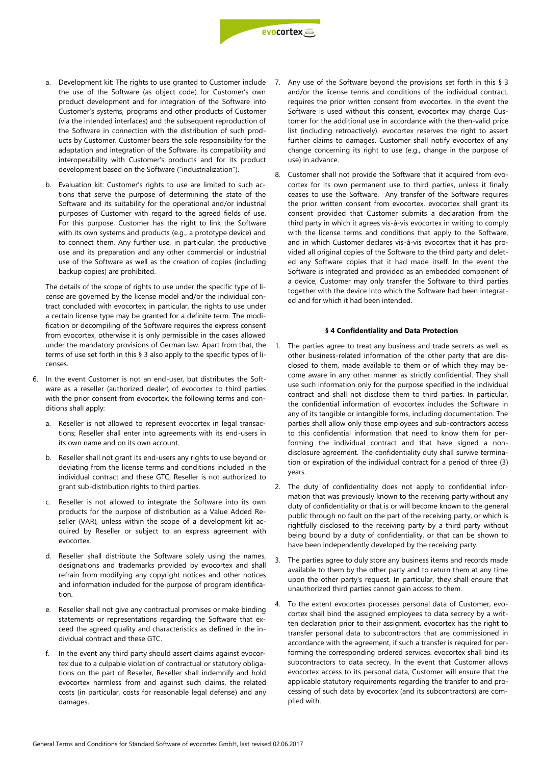a. Development kit: The rights to use granted to Customer include the use of the Software (as object code) for Customer's own product development and for integration of the Software into Customer's systems, programs and other products of Customer (via the intended interfaces) and the subsequent reproduction of the Software in connection with the distribution of such products by Customer. Customer bears the sole responsibility for the adaptation and integration of the Software, its compatibility and interoperability with Customer's products and for its product development based on the Software ("industrialization").

b. Evaluation kit: Customer's rights to use are limited to such actions that serve the purpose of determining the state of the Software and its suitability for the operational and/or industrial purposes of Customer with regard to the agreed fields of use. For this purpose, Customer has the right to link the Software with its own systems and products (e.g., a prototype device) and to connect them. Any further use, in particular, the productive use and its preparation and any other commercial or industrial use of the Software as well as the creation of copies (including backup copies) are prohibited.

The details of the scope of rights to use under the specific type of license are governed by the license model and/or the individual contract concluded with evocortex; in particular, the rights to use under a certain license type may be granted for a definite term. The modification or decompiling of the Software requires the express consent from evocortex, otherwise it is only permissible in the cases allowed under the mandatory provisions of German law. Apart from that, the terms of use set forth in this § 3 also apply to the specific types of licenses.

6. In the event Customer is not an end-user, but distributes the Software as a reseller (authorized dealer) of evocortex to third parties with the prior consent from evocortex, the following terms and conditions shall apply:

   a. Reseller is not allowed to represent evocortex in legal transactions; Reseller shall enter into agreements with its end-users in its own name and on its own account.

   b. Reseller shall not grant its end-users any rights to use beyond or deviating from the license terms and conditions included in the individual contract and these GTC; Reseller is not authorized to grant sub-distribution rights to third parties.

   c. Reseller is not allowed to integrate the Software into its own products for the purpose of distribution as a Value Added Reseller (VAR), unless within the scope of a development kit acquired by Reseller or subject to an express agreement with evocortex.

   d. Reseller shall distribute the Software solely using the names, designations and trademarks provided by evocortex and shall refrain from modifying any copyright notices and other notices and information included for the purpose of program identification.

   e. Reseller shall not give any contractual promises or make binding statements or representations regarding the Software that exceed the agreed quality and characteristics as defined in the individual contract and these GTC.

   f. In the event any third party should assert claims against evocortex due to a culpable violation of contractual or statutory obligations on the part of Reseller, Reseller shall indemnify and hold evocortex harmless from and against such claims, the related costs (in particular, costs for reasonable legal defense) and any damages.

7. Any use of the Software beyond the provisions set forth in this § 3 and/or the license terms and conditions of the individual contract, requires the prior written consent from evocortex. In the event the Software is used without this consent, evocortex may charge Customer for the additional use in accordance with the then-valid price list (including retroactively). evocortex reserves the right to assert further claims to damages. Customer shall notify evocortex of any change concerning its right to use (e.g., change in the purpose of use) in advance.

8. Customer shall not provide the Software that it acquired from evocortex for its own permanent use to third parties, unless it finally ceases to use the Software. Any transfer of the Software requires the prior written consent from evocortex. evocortex shall grant its consent provided that Customer submits a declaration from the third party in which it agrees vis-à-vis evocortex in writing to comply with the license terms and conditions that apply to the Software, and in which Customer declares vis-à-vis evocortex that it has provided all original copies of the Software to the third party and deleted any Software copies that it had made itself. In the event the Software is integrated and provided as an embedded component of a device, Customer may only transfer the Software to third parties together with the device into which the Software had been integrated and for which it had been intended.

### § 4 Confidentiality and Data Protection

1. The parties agree to treat any business and trade secrets as well as other business-related information of the other party that are disclosed to them, made available to them or of which they may become aware in any other manner as strictly confidential. They shall use such information only for the purpose specified in the individual contract and shall not disclose them to third parties. In particular, the confidential information of evocortex includes the Software in any of its tangible or intangible forms, including documentation. The parties shall allow only those employees and sub-contractors access to this confidential information that need to know them for performing the individual contract and that have signed a non-disclosure agreement. The confidentiality duty shall survive termination or expiration of the individual contract for a period of three (3) years.

2. The duty of confidentiality does not apply to confidential information that was previously known to the receiving party without any duty of confidentiality or that is or will become known to the general public through no fault on the part of the receiving party, or which is rightfully disclosed to the receiving party by a third party without being bound by a duty of confidentiality, or that can be shown to have been independently developed by the receiving party.

3. The parties agree to duly store any business items and records made available to them by the other party and to return them at any time upon the other party's request. In particular, they shall ensure that unauthorized third parties cannot gain access to them.

4. To the extent evocortex processes personal data of Customer, evocortex shall bind the assigned employees to data secrecy by a written declaration prior to their assignment. evocortex has the right to transfer personal data to subcontractors that are commissioned in accordance with the agreement, if such a transfer is required for performing the corresponding ordered services. evocortex shall bind its subcontractors to data secrecy. In the event that Customer allows evocortex access to its personal data, Customer will ensure that the applicable statutory requirements regarding the transfer to and processing of such data by evocortex (and its subcontractors) are complied with.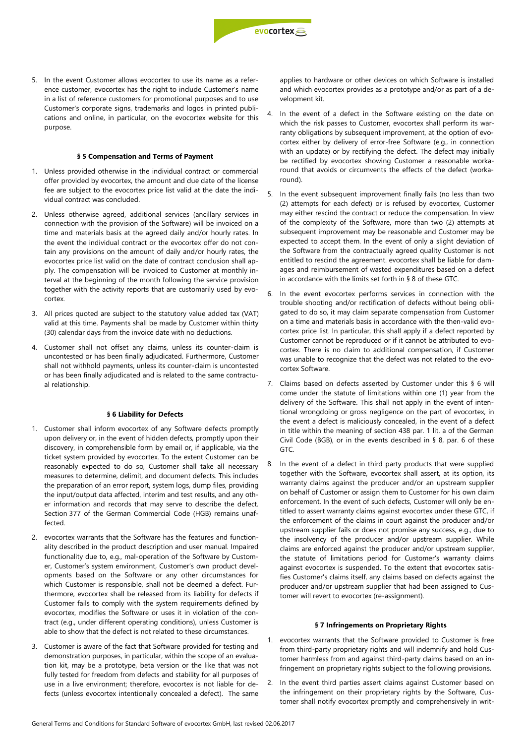5. In the event Customer allows evocortex to use its name as a reference customer, evocortex has the right to include Customer's name in a list of reference customers for promotional purposes and to use Customer's corporate signs, trademarks and logos in printed publications and online, in particular, on the evocortex website for this purpose.

**§ 5 Compensation and Terms of Payment**

1. Unless provided otherwise in the individual contract or commercial offer provided by evocortex, the amount and due date of the license fee are subject to the evocortex price list valid at the date the individual contract was concluded.
2. Unless otherwise agreed, additional services (ancillary services in connection with the provision of the Software) will be invoiced on a time and materials basis at the agreed daily and/or hourly rates. In the event the individual contract or the evocortex offer do not contain any provisions on the amount of daily and/or hourly rates, the evocortex price list valid on the date of contract conclusion shall apply. The compensation will be invoiced to Customer at monthly interval at the beginning of the month following the service provision together with the activity reports that are customarily used by evocortex.
3. All prices quoted are subject to the statutory value added tax (VAT) valid at this time. Payments shall be made by Customer within thirty (30) calendar days from the invoice date with no deductions.
4. Customer shall not offset any claims, unless its counter-claim is uncontested or has been finally adjudicated. Furthermore, Customer shall not withhold payments, unless its counter-claim is uncontested or has been finally adjudicated and is related to the same contractual relationship.

**§ 6 Liability for Defects**

1. Customer shall inform evocortex of any Software defects promptly upon delivery or, in the event of hidden defects, promptly upon their discovery, in comprehensible form by email or, if applicable, via the ticket system provided by evocortex. To the extent Customer can be reasonably expected to do so, Customer shall take all necessary measures to determine, delimit, and document defects. This includes the preparation of an error report, system logs, dump files, providing the input/output data affected, interim and test results, and any other information and records that may serve to describe the defect. Section 377 of the German Commercial Code (HGB) remains unaffected.
2. evocortex warrants that the Software has the features and functionality described in the product description and user manual. Impaired functionality due to, e.g., mal-operation of the Software by Customer, Customer's system environment, Customer's own product developments based on the Software or any other circumstances for which Customer is responsible, shall not be deemed a defect. Furthermore, evocortex shall be released from its liability for defects if Customer fails to comply with the system requirements defined by evocortex, modifies the Software or uses it in violation of the contract (e.g., under different operating conditions), unless Customer is able to show that the defect is not related to these circumstances.
3. Customer is aware of the fact that Software provided for testing and demonstration purposes, in particular, within the scope of an evaluation kit, may be a prototype, beta version or the like that was not fully tested for freedom from defects and stability for all purposes of use in a live environment; therefore, evocortex is not liable for defects (unless evocortex intentionally concealed a defect). The same applies to hardware or other devices on which Software is installed and which evocortex provides as a prototype and/or as part of a development kit.
4. In the event of a defect in the Software existing on the date on which the risk passes to Customer, evocortex shall perform its warranty obligations by subsequent improvement, at the option of evocortex either by delivery of error-free Software (e.g., in connection with an update) or by rectifying the defect. The defect may initially be rectified by evocortex showing Customer a reasonable workaround that avoids or circumvents the effects of the defect (workaround).
5. In the event subsequent improvement finally fails (no less than two (2) attempts for each defect) or is refused by evocortex, Customer may either rescind the contract or reduce the compensation. In view of the complexity of the Software, more than two (2) attempts at subsequent improvement may be reasonable and Customer may be expected to accept them. In the event of only a slight deviation of the Software from the contractually agreed quality Customer is not entitled to rescind the agreement. evocortex shall be liable for damages and reimbursement of wasted expenditures based on a defect in accordance with the limits set forth in § 8 of these GTC.
6. In the event evocortex performs services in connection with the trouble shooting and/or rectification of defects without being obligated to do so, it may claim separate compensation from Customer on a time and materials basis in accordance with the then-valid evocortex price list. In particular, this shall apply if a defect reported by Customer cannot be reproduced or if it cannot be attributed to evocortex. There is no claim to additional compensation, if Customer was unable to recognize that the defect was not related to the evocortex Software.
7. Claims based on defects asserted by Customer under this § 6 will come under the statute of limitations within one (1) year from the delivery of the Software. This shall not apply in the event of intentional wrongdoing or gross negligence on the part of evocortex, in the event a defect is maliciously concealed, in the event of a defect in title within the meaning of section 438 par. 1 lit. a of the German Civil Code (BGB), or in the events described in § 8, par. 6 of these GTC.
8. In the event of a defect in third party products that were supplied together with the Software, evocortex shall assert, at its option, its warranty claims against the producer and/or an upstream supplier on behalf of Customer or assign them to Customer for his own claim enforcement. In the event of such defects, Customer will only be entitled to assert warranty claims against evocortex under these GTC, if the enforcement of the claims in court against the producer and/or upstream supplier fails or does not promise any success, e.g., due to the insolvency of the producer and/or upstream supplier. While claims are enforced against the producer and/or upstream supplier, the statute of limitations period for Customer's warranty claims against evocortex is suspended. To the extent that evocortex satisfies Customer's claims itself, any claims based on defects against the producer and/or upstream supplier that had been assigned to Customer will revert to evocortex (re-assignment).

**§ 7 Infringements on Proprietary Rights**

1. evocortex warrants that the Software provided to Customer is free from third-party proprietary rights and will indemnify and hold Customer harmless from and against third-party claims based on an infringement on proprietary rights subject to the following provisions.
2. In the event third parties assert claims against Customer based on the infringement on their proprietary rights by the Software, Customer shall notify evocortex promptly and comprehensively in writ-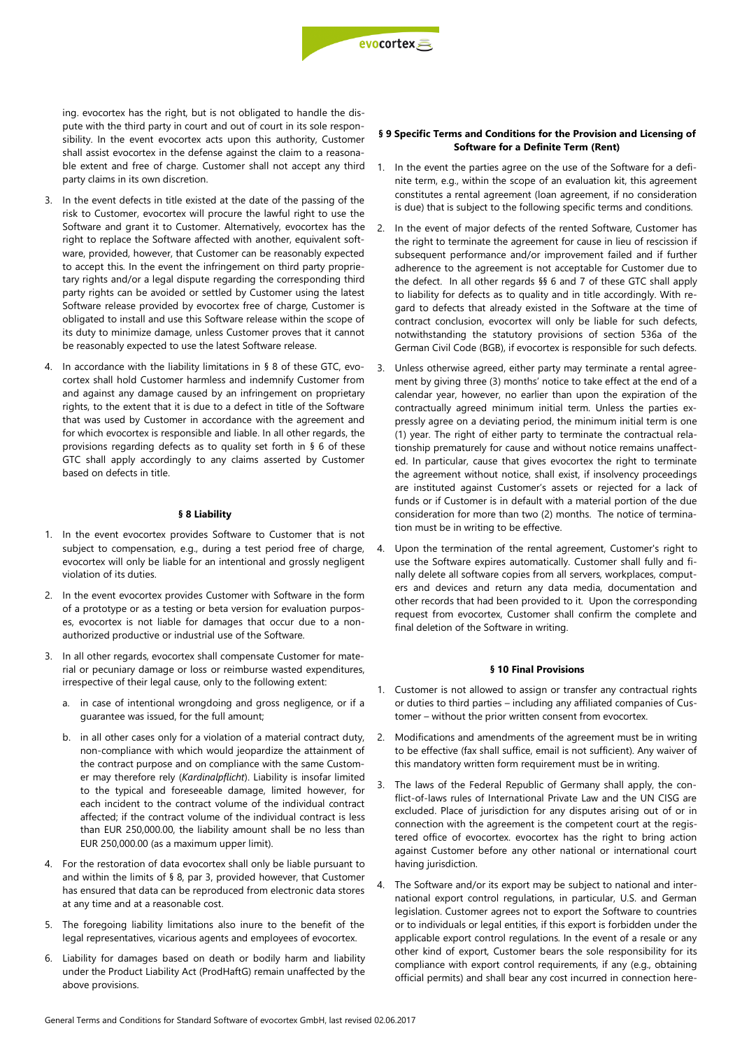ing. evocortex has the right, but is not obligated to handle the dispute with the third party in court and out of court in its sole responsibility. In the event evocortex acts upon this authority, Customer shall assist evocortex in the defense against the claim to a reasonable extent and free of charge. Customer shall not accept any third party claims in its own discretion.

3. In the event defects in title existed at the date of the passing of the risk to Customer, evocortex will procure the lawful right to use the Software and grant it to Customer. Alternatively, evocortex has the right to replace the Software affected with another, equivalent software, provided, however, that Customer can be reasonably expected to accept this. In the event the infringement on third party proprietary rights and/or a legal dispute regarding the corresponding third party rights can be avoided or settled by Customer using the latest Software release provided by evocortex free of charge, Customer is obligated to install and use this Software release within the scope of its duty to minimize damage, unless Customer proves that it cannot be reasonably expected to use the latest Software release.

4. In accordance with the liability limitations in § 8 of these GTC, evocortex shall hold Customer harmless and indemnify Customer from and against any damage caused by an infringement on proprietary rights, to the extent that it is due to a defect in title of the Software that was used by Customer in accordance with the agreement and for which evocortex is responsible and liable. In all other regards, the provisions regarding defects as to quality set forth in § 6 of these GTC shall apply accordingly to any claims asserted by Customer based on defects in title.

### § 8 Liability

1. In the event evocortex provides Software to Customer that is not subject to compensation, e.g., during a test period free of charge, evocortex will only be liable for an intentional and grossly negligent violation of its duties.

2. In the event evocortex provides Customer with Software in the form of a prototype or as a testing or beta version for evaluation purposes, evocortex is not liable for damages that occur due to a non-authorized productive or industrial use of the Software.

3. In all other regards, evocortex shall compensate Customer for material or pecuniary damage or loss or reimburse wasted expenditures, irrespective of their legal cause, only to the following extent:

   a. in case of intentional wrongdoing and gross negligence, or if a guarantee was issued, for the full amount;

   b. in all other cases only for a violation of a material contract duty, non-compliance with which would jeopardize the attainment of the contract purpose and on compliance with the same Customer may therefore rely (*Kardinalpflicht*). Liability is insofar limited to the typical and foreseeable damage, limited however, for each incident to the contract volume of the individual contract affected; if the contract volume of the individual contract is less than EUR 250,000.00, the liability amount shall be no less than EUR 250,000.00 (as a maximum upper limit).

4. For the restoration of data evocortex shall only be liable pursuant to and within the limits of § 8, par 3, provided however, that Customer has ensured that data can be reproduced from electronic data stores at any time and at a reasonable cost.

5. The foregoing liability limitations also inure to the benefit of the legal representatives, vicarious agents and employees of evocortex.

6. Liability for damages based on death or bodily harm and liability under the Product Liability Act (ProdHaftG) remain unaffected by the above provisions.

### § 9 Specific Terms and Conditions for the Provision and Licensing of Software for a Definite Term (Rent)

1. In the event the parties agree on the use of the Software for a definite term, e.g., within the scope of an evaluation kit, this agreement constitutes a rental agreement (loan agreement, if no consideration is due) that is subject to the following specific terms and conditions.

2. In the event of major defects of the rented Software, Customer has the right to terminate the agreement for cause in lieu of rescission if subsequent performance and/or improvement failed and if further adherence to the agreement is not acceptable for Customer due to the defect. In all other regards §§ 6 and 7 of these GTC shall apply to liability for defects as to quality and in title accordingly. With regard to defects that already existed in the Software at the time of contract conclusion, evocortex will only be liable for such defects, notwithstanding the statutory provisions of section 536a of the German Civil Code (BGB), if evocortex is responsible for such defects.

3. Unless otherwise agreed, either party may terminate a rental agreement by giving three (3) months' notice to take effect at the end of a calendar year, however, no earlier than upon the expiration of the contractually agreed minimum initial term. Unless the parties expressly agree on a deviating period, the minimum initial term is one (1) year. The right of either party to terminate the contractual relationship prematurely for cause and without notice remains unaffected. In particular, cause that gives evocortex the right to terminate the agreement without notice, shall exist, if insolvency proceedings are instituted against Customer's assets or rejected for a lack of funds or if Customer is in default with a material portion of the due consideration for more than two (2) months. The notice of termination must be in writing to be effective.

4. Upon the termination of the rental agreement, Customer's right to use the Software expires automatically. Customer shall fully and finally delete all software copies from all servers, workplaces, computers and devices and return any data media, documentation and other records that had been provided to it. Upon the corresponding request from evocortex, Customer shall confirm the complete and final deletion of the Software in writing.

### § 10 Final Provisions

1. Customer is not allowed to assign or transfer any contractual rights or duties to third parties – including any affiliated companies of Customer – without the prior written consent from evocortex.

2. Modifications and amendments of the agreement must be in writing to be effective (fax shall suffice, email is not sufficient). Any waiver of this mandatory written form requirement must be in writing.

3. The laws of the Federal Republic of Germany shall apply, the conflict-of-laws rules of International Private Law and the UN CISG are excluded. Place of jurisdiction for any disputes arising out of or in connection with the agreement is the competent court at the registered office of evocortex. evocortex has the right to bring action against Customer before any other national or international court having jurisdiction.

4. The Software and/or its export may be subject to national and international export control regulations, in particular, U.S. and German legislation. Customer agrees not to export the Software to countries or to individuals or legal entities, if this export is forbidden under the applicable export control regulations. In the event of a resale or any other kind of export, Customer bears the sole responsibility for its compliance with export control requirements, if any (e.g., obtaining official permits) and shall bear any cost incurred in connection here-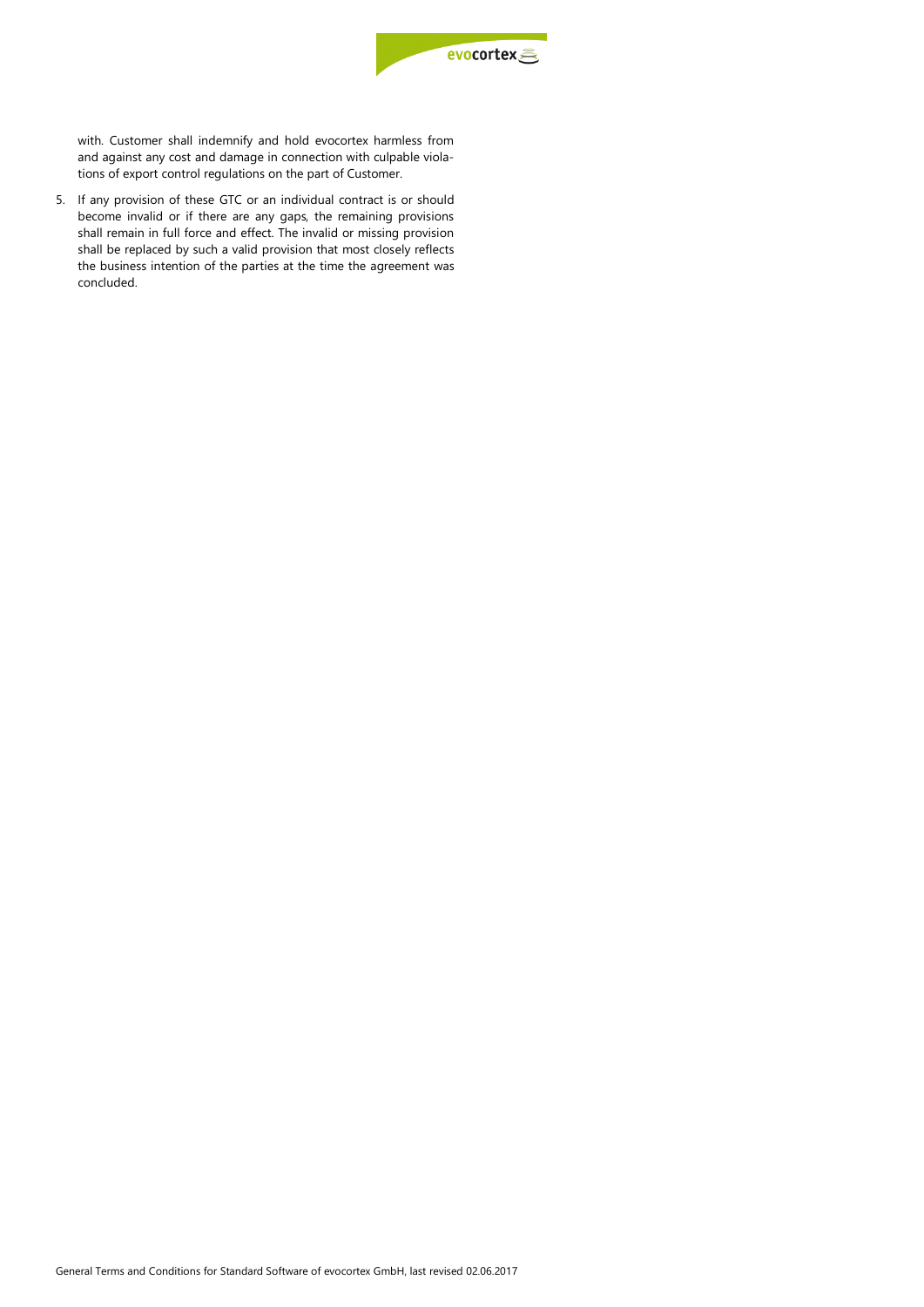with. Customer shall indemnify and hold evocortex harmless from and against any cost and damage in connection with culpable violations of export control regulations on the part of Customer.

5. If any provision of these GTC or an individual contract is or should become invalid or if there are any gaps, the remaining provisions shall remain in full force and effect. The invalid or missing provision shall be replaced by such a valid provision that most closely reflects the business intention of the parties at the time the agreement was concluded.